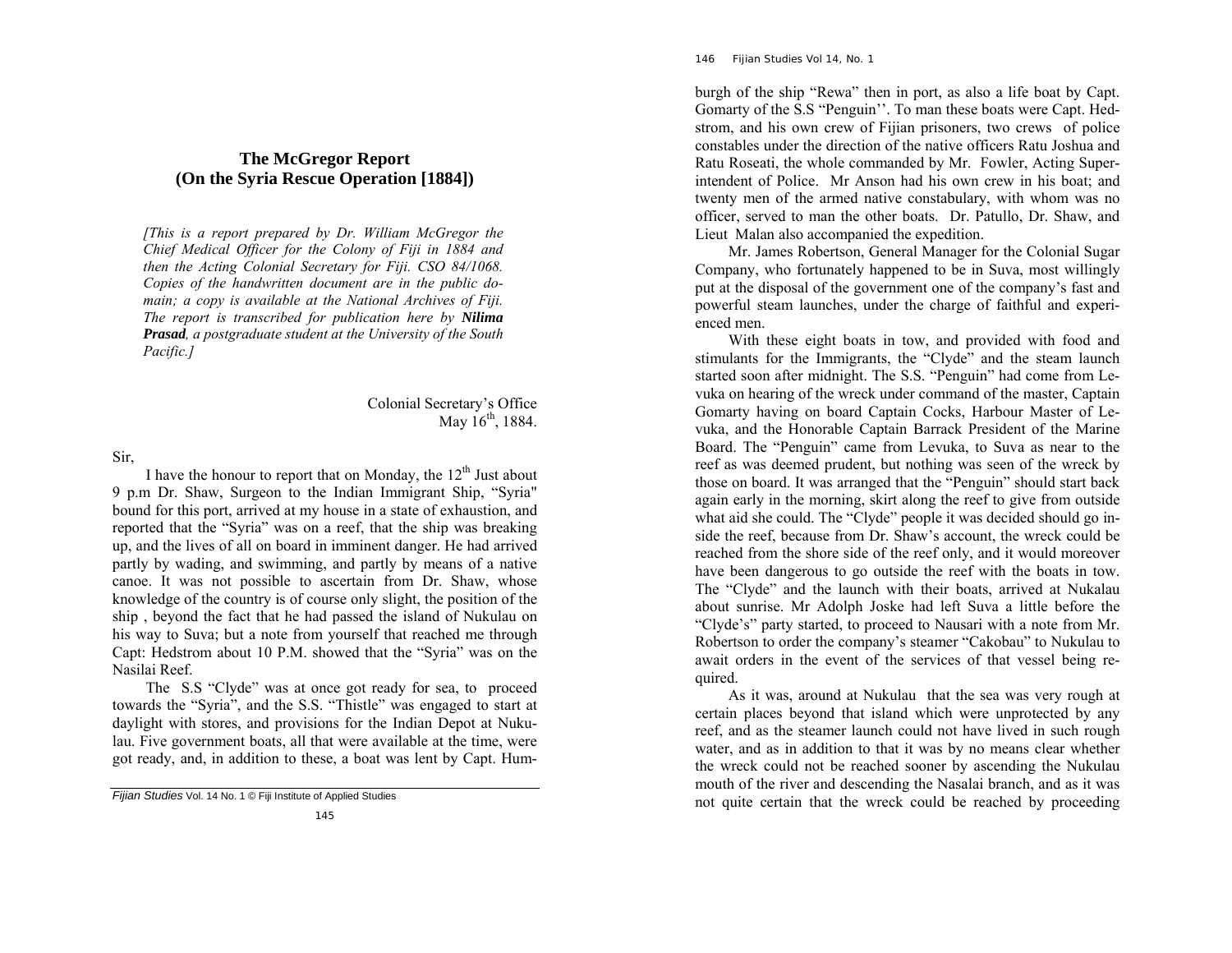# The McGregor Report
## (On the Syria Rescue Operation [1884])

*[This is a report prepared by Dr. William McGregor the Chief Medical Officer for the Colony of Fiji in 1884 and then the Acting Colonial Secretary for Fiji. CSO 84/1068. Copies of the handwritten document are in the public domain; a copy is available at the National Archives of Fiji. The report is transcribed for publication here by **Nilima Prasad**, a postgraduate student at the University of the South Pacific.]*

Colonial Secretary's Office
May 16th, 1884.

Sir,

I have the honour to report that on Monday, the 12th Just about 9 p.m Dr. Shaw, Surgeon to the Indian Immigrant Ship, "Syria" bound for this port, arrived at my house in a state of exhaustion, and reported that the "Syria" was on a reef, that the ship was breaking up, and the lives of all on board in imminent danger. He had arrived partly by wading, and swimming, and partly by means of a native canoe. It was not possible to ascertain from Dr. Shaw, whose knowledge of the country is of course only slight, the position of the ship , beyond the fact that he had passed the island of Nukulau on his way to Suva; but a note from yourself that reached me through Capt: Hedstrom about 10 P.M. showed that the "Syria" was on the Nasilai Reef.

The S.S "Clyde" was at once got ready for sea, to proceed towards the "Syria", and the S.S. "Thistle" was engaged to start at daylight with stores, and provisions for the Indian Depot at Nukulau. Five government boats, all that were available at the time, were got ready, and, in addition to these, a boat was lent by Capt. Humburgh of the ship "Rewa" then in port, as also a life boat by Capt. Gomarty of the S.S "Penguin''. To man these boats were Capt. Hedstrom, and his own crew of Fijian prisoners, two crews of police constables under the direction of the native officers Ratu Joshua and Ratu Roseati, the whole commanded by Mr. Fowler, Acting Superintendent of Police. Mr Anson had his own crew in his boat; and twenty men of the armed native constabulary, with whom was no officer, served to man the other boats. Dr. Patullo, Dr. Shaw, and Lieut Malan also accompanied the expedition.

Mr. James Robertson, General Manager for the Colonial Sugar Company, who fortunately happened to be in Suva, most willingly put at the disposal of the government one of the company's fast and powerful steam launches, under the charge of faithful and experienced men.

With these eight boats in tow, and provided with food and stimulants for the Immigrants, the "Clyde" and the steam launch started soon after midnight. The S.S. "Penguin" had come from Levuka on hearing of the wreck under command of the master, Captain Gomarty having on board Captain Cocks, Harbour Master of Levuka, and the Honorable Captain Barrack President of the Marine Board. The "Penguin" came from Levuka, to Suva as near to the reef as was deemed prudent, but nothing was seen of the wreck by those on board. It was arranged that the "Penguin" should start back again early in the morning, skirt along the reef to give from outside what aid she could. The "Clyde" people it was decided should go inside the reef, because from Dr. Shaw's account, the wreck could be reached from the shore side of the reef only, and it would moreover have been dangerous to go outside the reef with the boats in tow. The "Clyde" and the launch with their boats, arrived at Nukalau about sunrise. Mr Adolph Joske had left Suva a little before the "Clyde's" party started, to proceed to Nausari with a note from Mr. Robertson to order the company's steamer "Cakobau" to Nukulau to await orders in the event of the services of that vessel being required.

As it was, around at Nukulau that the sea was very rough at certain places beyond that island which were unprotected by any reef, and as the steamer launch could not have lived in such rough water, and as in addition to that it was by no means clear whether the wreck could not be reached sooner by ascending the Nukulau mouth of the river and descending the Nasalai branch, and as it was not quite certain that the wreck could be reached by proceeding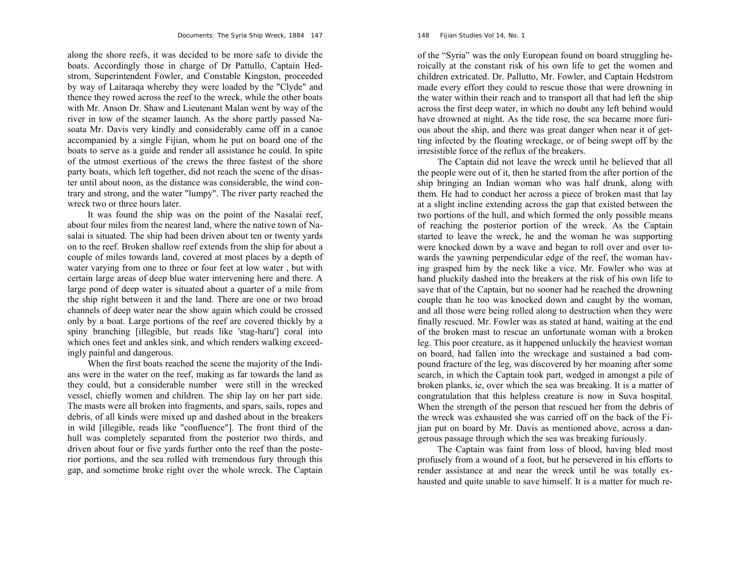along the shore reefs, it was decided to be more safe to divide the boats. Accordingly those in charge of Dr Pattullo, Captain Hedstrom, Superintendent Fowler, and Constable Kingston, proceeded by way of Laitaraqa whereby they were loaded by the "Clyde" and thence they rowed across the reef to the wreck, while the other boats with Mr. Anson Dr. Shaw and Lieutenant Malan went by way of the river in tow of the steamer launch. As the shore partly passed Nasoata Mr. Davis very kindly and considerably came off in a canoe accompanied by a single Fijian, whom he put on board one of the boats to serve as a guide and render all assistance he could. In spite of the utmost exertious of the crews the three fastest of the shore party boats, which left together, did not reach the scene of the disaster until about noon, as the distance was considerable, the wind contrary and strong, and the water "lumpy". The river party reached the wreck two or three hours later.

It was found the ship was on the point of the Nasalai reef, about four miles from the nearest land, where the native town of Nasalai is situated. The ship had been driven about ten or twenty yards on to the reef. Broken shallow reef extends from the ship for about a couple of miles towards land, covered at most places by a depth of water varying from one to three or four feet at low water , but with certain large areas of deep blue water intervening here and there. A large pond of deep water is situated about a quarter of a mile from the ship right between it and the land. There are one or two broad channels of deep water near the show again which could be crossed only by a boat. Large portions of the reef are covered thickly by a spiny branching [illegible, but reads like 'stag-haru'] coral into which ones feet and ankles sink, and which renders walking exceedingly painful and dangerous.

When the first boats reached the scene the majority of the Indians were in the water on the reef, making as far towards the land as they could, but a considerable number were still in the wrecked vessel, chiefly women and children. The ship lay on her part side. The masts were all broken into fragments, and spars, sails, ropes and debris, of all kinds were mixed up and dashed about in the breakers in wild [illegible, reads like "confluence"]. The front third of the hull was completely separated from the posterior two thirds, and driven about four or five yards further onto the reef than the posterior portions, and the sea rolled with tremendous fury through this gap, and sometime broke right over the whole wreck. The Captain of the "Syria" was the only European found on board struggling heroically at the constant risk of his own life to get the women and children extricated. Dr. Pallutto, Mr. Fowler, and Captain Hedstrom made every effort they could to rescue those that were drowning in the water within their reach and to transport all that had left the ship across the first deep water, in which no doubt any left behind would have drowned at night. As the tide rose, the sea became more furious about the ship, and there was great danger when near it of getting infected by the floating wreckage, or of being swept off by the irresistible force of the reflux of the breakers.

The Captain did not leave the wreck until he believed that all the people were out of it, then he started from the after portion of the ship bringing an Indian woman who was half drunk, along with them. He had to conduct her across a piece of broken mast that lay at a slight incline extending across the gap that existed between the two portions of the hull, and which formed the only possible means of reaching the posterior portion of the wreck. As the Captain started to leave the wreck, he and the woman he was supporting were knocked down by a wave and began to roll over and over towards the yawning perpendicular edge of the reef, the woman having grasped him by the neck like a vice. Mr. Fowler who was at hand pluckily dashed into the breakers at the risk of his own life to save that of the Captain, but no sooner had he reached the drowning couple than he too was knocked down and caught by the woman, and all those were being rolled along to destruction when they were finally rescued. Mr. Fowler was as stated at hand, waiting at the end of the broken mast to rescue an unfortunate woman with a broken leg. This poor creature, as it happened unluckily the heaviest woman on board, had fallen into the wreckage and sustained a bad compound fracture of the leg, was discovered by her moaning after some search, in which the Captain took part, wedged in amongst a pile of broken planks, ie, over which the sea was breaking. It is a matter of congratulation that this helpless creature is now in Suva hospital. When the strength of the person that rescued her from the debris of the wreck was exhausted she was carried off on the back of the Fijian put on board by Mr. Davis as mentioned above, across a dangerous passage through which the sea was breaking furiously.

The Captain was faint from loss of blood, having bled most profusely from a wound of a foot, but he persevered in his efforts to render assistance at and near the wreck until he was totally exhausted and quite unable to save himself. It is a matter for much re-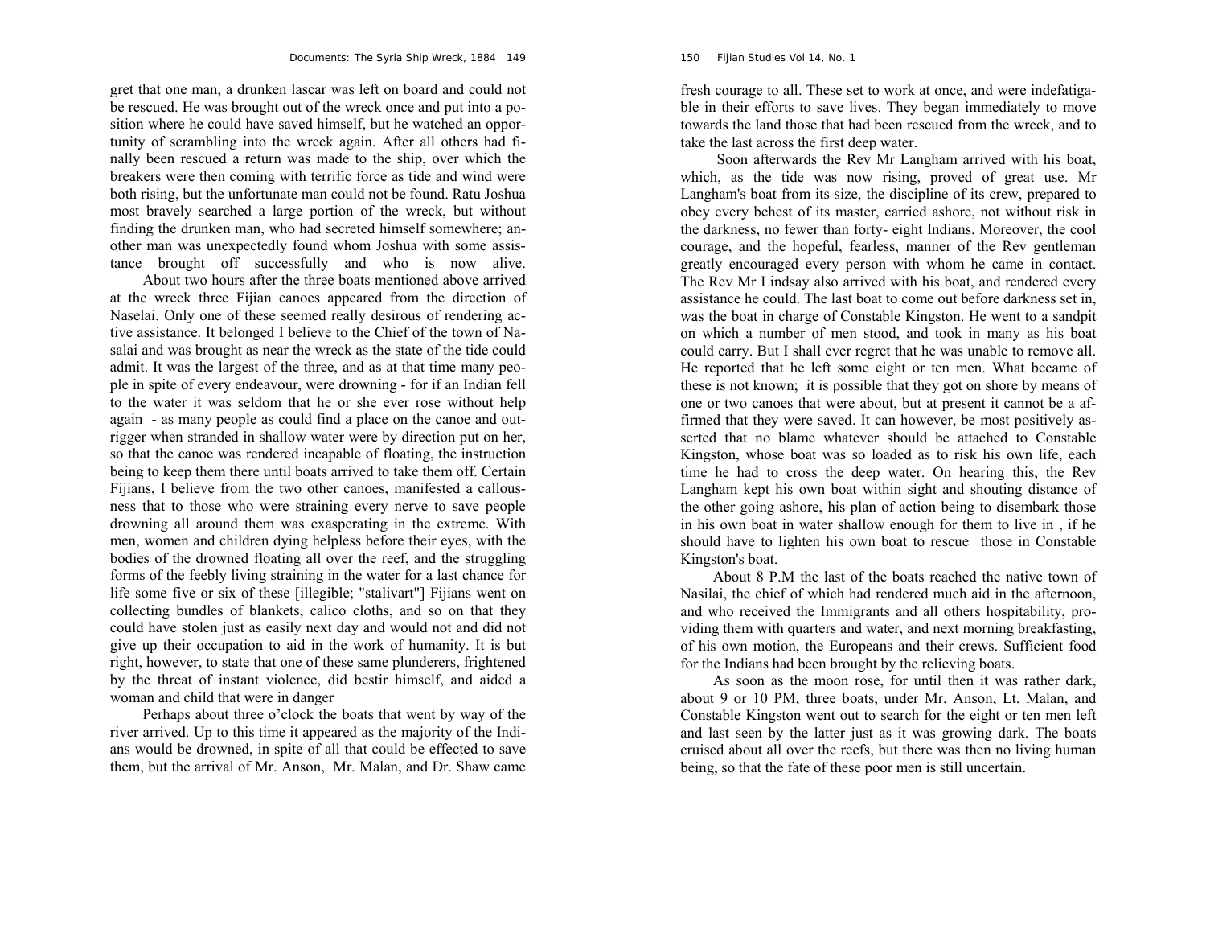gret that one man, a drunken lascar was left on board and could not be rescued. He was brought out of the wreck once and put into a position where he could have saved himself, but he watched an opportunity of scrambling into the wreck again. After all others had finally been rescued a return was made to the ship, over which the breakers were then coming with terrific force as tide and wind were both rising, but the unfortunate man could not be found. Ratu Joshua most bravely searched a large portion of the wreck, but without finding the drunken man, who had secreted himself somewhere; another man was unexpectedly found whom Joshua with some assistance brought off successfully and who is now alive.

About two hours after the three boats mentioned above arrived at the wreck three Fijian canoes appeared from the direction of Naselai. Only one of these seemed really desirous of rendering active assistance. It belonged I believe to the Chief of the town of Nasalai and was brought as near the wreck as the state of the tide could admit. It was the largest of the three, and as at that time many people in spite of every endeavour, were drowning - for if an Indian fell to the water it was seldom that he or she ever rose without help again - as many people as could find a place on the canoe and outrigger when stranded in shallow water were by direction put on her, so that the canoe was rendered incapable of floating, the instruction being to keep them there until boats arrived to take them off. Certain Fijians, I believe from the two other canoes, manifested a callousness that to those who were straining every nerve to save people drowning all around them was exasperating in the extreme. With men, women and children dying helpless before their eyes, with the bodies of the drowned floating all over the reef, and the struggling forms of the feebly living straining in the water for a last chance for life some five or six of these [illegible; "stalivart"] Fijians went on collecting bundles of blankets, calico cloths, and so on that they could have stolen just as easily next day and would not and did not give up their occupation to aid in the work of humanity. It is but right, however, to state that one of these same plunderers, frightened by the threat of instant violence, did bestir himself, and aided a woman and child that were in danger

Perhaps about three o'clock the boats that went by way of the river arrived. Up to this time it appeared as the majority of the Indians would be drowned, in spite of all that could be effected to save them, but the arrival of Mr. Anson, Mr. Malan, and Dr. Shaw came fresh courage to all. These set to work at once, and were indefatigable in their efforts to save lives. They began immediately to move towards the land those that had been rescued from the wreck, and to take the last across the first deep water.

Soon afterwards the Rev Mr Langham arrived with his boat, which, as the tide was now rising, proved of great use. Mr Langham's boat from its size, the discipline of its crew, prepared to obey every behest of its master, carried ashore, not without risk in the darkness, no fewer than forty- eight Indians. Moreover, the cool courage, and the hopeful, fearless, manner of the Rev gentleman greatly encouraged every person with whom he came in contact. The Rev Mr Lindsay also arrived with his boat, and rendered every assistance he could. The last boat to come out before darkness set in, was the boat in charge of Constable Kingston. He went to a sandpit on which a number of men stood, and took in many as his boat could carry. But I shall ever regret that he was unable to remove all. He reported that he left some eight or ten men. What became of these is not known; it is possible that they got on shore by means of one or two canoes that were about, but at present it cannot be a affirmed that they were saved. It can however, be most positively asserted that no blame whatever should be attached to Constable Kingston, whose boat was so loaded as to risk his own life, each time he had to cross the deep water. On hearing this, the Rev Langham kept his own boat within sight and shouting distance of the other going ashore, his plan of action being to disembark those in his own boat in water shallow enough for them to live in , if he should have to lighten his own boat to rescue those in Constable Kingston's boat.

About 8 P.M the last of the boats reached the native town of Nasilai, the chief of which had rendered much aid in the afternoon, and who received the Immigrants and all others hospitability, providing them with quarters and water, and next morning breakfasting, of his own motion, the Europeans and their crews. Sufficient food for the Indians had been brought by the relieving boats.

As soon as the moon rose, for until then it was rather dark, about 9 or 10 PM, three boats, under Mr. Anson, Lt. Malan, and Constable Kingston went out to search for the eight or ten men left and last seen by the latter just as it was growing dark. The boats cruised about all over the reefs, but there was then no living human being, so that the fate of these poor men is still uncertain.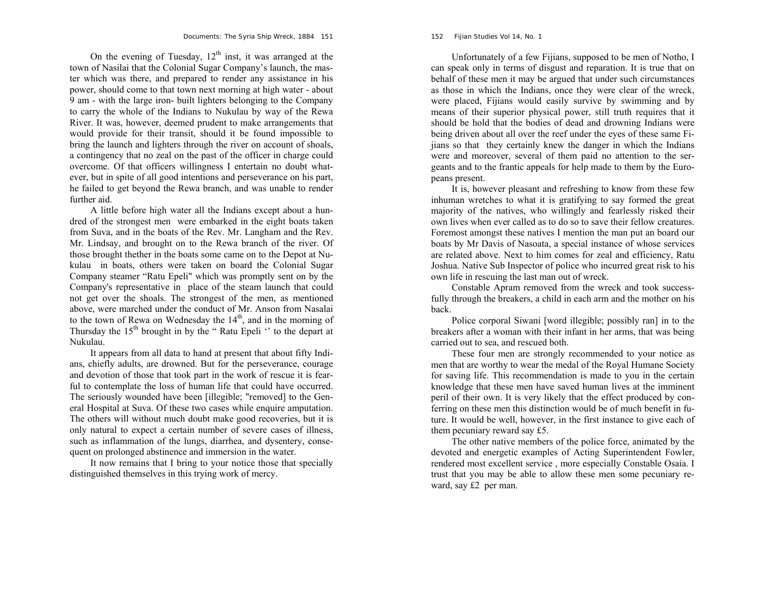On the evening of Tuesday, 12th inst, it was arranged at the town of Nasilai that the Colonial Sugar Company's launch, the master which was there, and prepared to render any assistance in his power, should come to that town next morning at high water - about 9 am - with the large iron- built lighters belonging to the Company to carry the whole of the Indians to Nukulau by way of the Rewa River. It was, however, deemed prudent to make arrangements that would provide for their transit, should it be found impossible to bring the launch and lighters through the river on account of shoals, a contingency that no zeal on the past of the officer in charge could overcome. Of that officers willingness I entertain no doubt whatever, but in spite of all good intentions and perseverance on his part, he failed to get beyond the Rewa branch, and was unable to render further aid.

A little before high water all the Indians except about a hundred of the strongest men were embarked in the eight boats taken from Suva, and in the boats of the Rev. Mr. Langham and the Rev. Mr. Lindsay, and brought on to the Rewa branch of the river. Of those brought thether in the boats some came on to the Depot at Nukulau in boats, others were taken on board the Colonial Sugar Company steamer "Ratu Epeli" which was promptly sent on by the Company's representative in place of the steam launch that could not get over the shoals. The strongest of the men, as mentioned above, were marched under the conduct of Mr. Anson from Nasalai to the town of Rewa on Wednesday the 14th, and in the morning of Thursday the 15th brought in by the " Ratu Epeli '' to the depart at Nukulau.

It appears from all data to hand at present that about fifty Indians, chiefly adults, are drowned. But for the perseverance, courage and devotion of those that took part in the work of rescue it is fearful to contemplate the loss of human life that could have occurred. The seriously wounded have been [illegible; "removed] to the General Hospital at Suva. Of these two cases while enquire amputation. The others will without much doubt make good recoveries, but it is only natural to expect a certain number of severe cases of illness, such as inflammation of the lungs, diarrhea, and dysentery, consequent on prolonged abstinence and immersion in the water.

It now remains that I bring to your notice those that specially distinguished themselves in this trying work of mercy.

Unfortunately of a few Fijians, supposed to be men of Notho, I can speak only in terms of disgust and reparation. It is true that on behalf of these men it may be argued that under such circumstances as those in which the Indians, once they were clear of the wreck, were placed, Fijians would easily survive by swimming and by means of their superior physical power, still truth requires that it should be hold that the bodies of dead and drowning Indians were being driven about all over the reef under the eyes of these same Fijians so that they certainly knew the danger in which the Indians were and moreover, several of them paid no attention to the sergeants and to the frantic appeals for help made to them by the Europeans present.

It is, however pleasant and refreshing to know from these few inhuman wretches to what it is gratifying to say formed the great majority of the natives, who willingly and fearlessly risked their own lives when ever called as to do so to save their fellow creatures. Foremost amongst these natives I mention the man put an board our boats by Mr Davis of Nasoata, a special instance of whose services are related above. Next to him comes for zeal and efficiency, Ratu Joshua. Native Sub Inspector of police who incurred great risk to his own life in rescuing the last man out of wreck.

Constable Apram removed from the wreck and took successfully through the breakers, a child in each arm and the mother on his back.

Police corporal Siwani [word illegible; possibly ran] in to the breakers after a woman with their infant in her arms, that was being carried out to sea, and rescued both.

These four men are strongly recommended to your notice as men that are worthy to wear the medal of the Royal Humane Society for saving life. This recommendation is made to you in the certain knowledge that these men have saved human lives at the imminent peril of their own. It is very likely that the effect produced by conferring on these men this distinction would be of much benefit in future. It would be well, however, in the first instance to give each of them pecuniary reward say £5.

The other native members of the police force, animated by the devoted and energetic examples of Acting Superintendent Fowler, rendered most excellent service , more especially Constable Osaia. I trust that you may be able to allow these men some pecuniary reward, say £2 per man.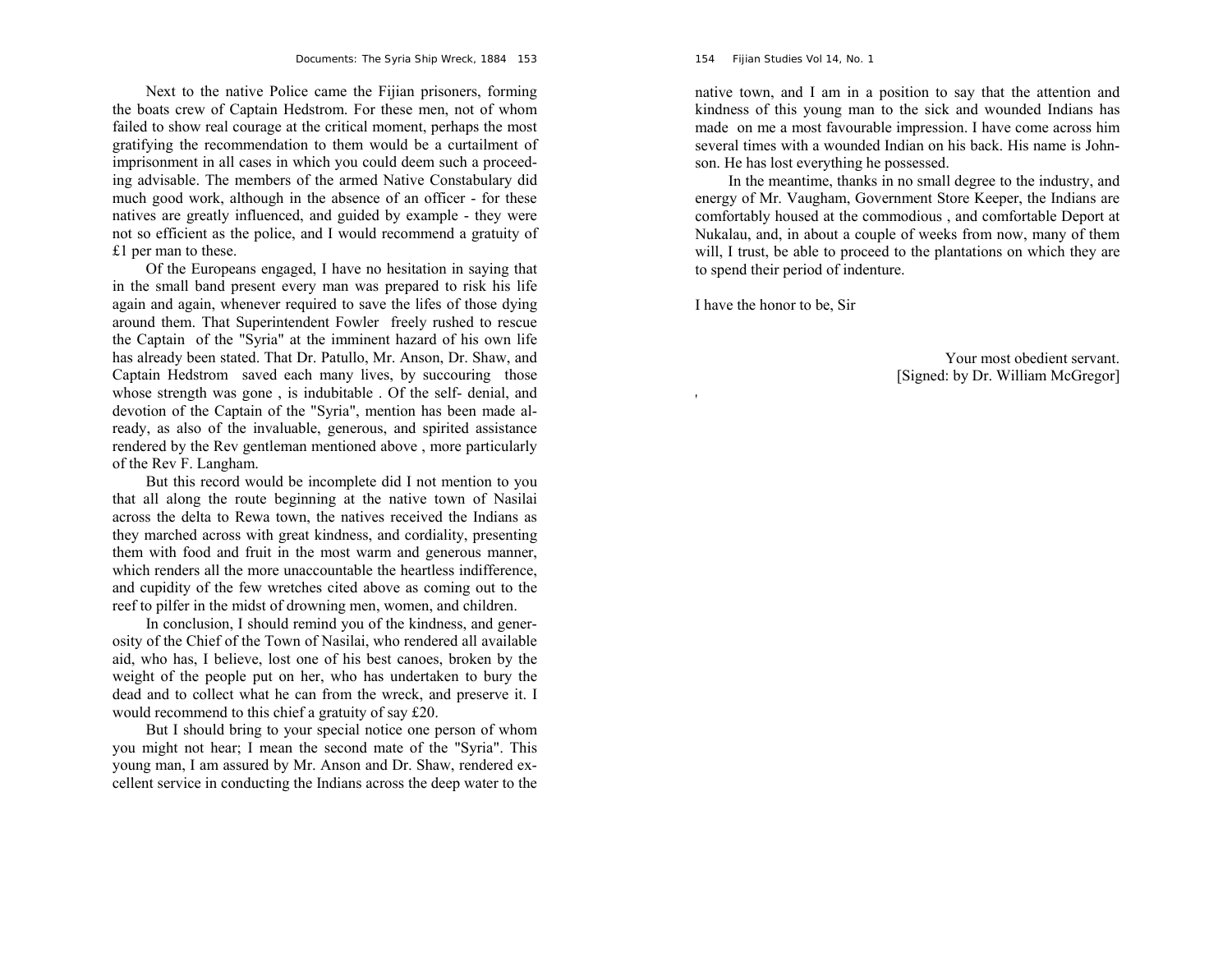Next to the native Police came the Fijian prisoners, forming the boats crew of Captain Hedstrom. For these men, not of whom failed to show real courage at the critical moment, perhaps the most gratifying the recommendation to them would be a curtailment of imprisonment in all cases in which you could deem such a proceeding advisable. The members of the armed Native Constabulary did much good work, although in the absence of an officer - for these natives are greatly influenced, and guided by example - they were not so efficient as the police, and I would recommend a gratuity of £1 per man to these.

Of the Europeans engaged, I have no hesitation in saying that in the small band present every man was prepared to risk his life again and again, whenever required to save the lifes of those dying around them. That Superintendent Fowler freely rushed to rescue the Captain of the "Syria" at the imminent hazard of his own life has already been stated. That Dr. Patullo, Mr. Anson, Dr. Shaw, and Captain Hedstrom saved each many lives, by succouring those whose strength was gone , is indubitable . Of the self- denial, and devotion of the Captain of the "Syria", mention has been made already, as also of the invaluable, generous, and spirited assistance rendered by the Rev gentleman mentioned above , more particularly of the Rev F. Langham.

But this record would be incomplete did I not mention to you that all along the route beginning at the native town of Nasilai across the delta to Rewa town, the natives received the Indians as they marched across with great kindness, and cordiality, presenting them with food and fruit in the most warm and generous manner, which renders all the more unaccountable the heartless indifference, and cupidity of the few wretches cited above as coming out to the reef to pilfer in the midst of drowning men, women, and children.

In conclusion, I should remind you of the kindness, and generosity of the Chief of the Town of Nasilai, who rendered all available aid, who has, I believe, lost one of his best canoes, broken by the weight of the people put on her, who has undertaken to bury the dead and to collect what he can from the wreck, and preserve it. I would recommend to this chief a gratuity of say £20.

But I should bring to your special notice one person of whom you might not hear; I mean the second mate of the "Syria". This young man, I am assured by Mr. Anson and Dr. Shaw, rendered excellent service in conducting the Indians across the deep water to the native town, and I am in a position to say that the attention and kindness of this young man to the sick and wounded Indians has made on me a most favourable impression. I have come across him several times with a wounded Indian on his back. His name is Johnson. He has lost everything he possessed.

In the meantime, thanks in no small degree to the industry, and energy of Mr. Vaugham, Government Store Keeper, the Indians are comfortably housed at the commodious , and comfortable Deport at Nukalau, and, in about a couple of weeks from now, many of them will, I trust, be able to proceed to the plantations on which they are to spend their period of indenture.

I have the honor to be, Sir

Your most obedient servant.
[Signed: by Dr. William McGregor]